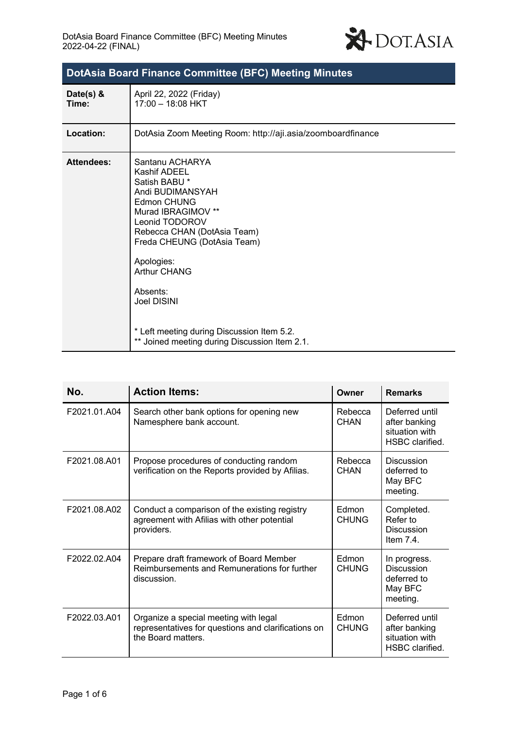# DotAsia Board Finance Committee (BFC) Meeting Minutes

| | |
|---|---|
| **Date(s) & Time:** | April 22, 2022 (Friday)<br>17:00 – 18:08 HKT |
| **Location:** | DotAsia Zoom Meeting Room: http://aji.asia/zoomboardfinance |
| **Attendees:** | Santanu ACHARYA<br>Kashif ADEEL<br>Satish BABU *<br>Andi BUDIMANSYAH<br>Edmon CHUNG<br>Murad IBRAGIMOV **<br>Leonid TODOROV<br>Rebecca CHAN (DotAsia Team)<br>Freda CHEUNG (DotAsia Team)<br><br>Apologies:<br>Arthur CHANG<br><br>Absents:<br>Joel DISINI<br><br>* Left meeting during Discussion Item 5.2.<br>** Joined meeting during Discussion Item 2.1. |

| No. | Action Items: | Owner | Remarks |
|---|---|---|---|
| F2021.01.A04 | Search other bank options for opening new Namesphere bank account. | Rebecca CHAN | Deferred until after banking situation with HSBC clarified. |
| F2021.08.A01 | Propose procedures of conducting random verification on the Reports provided by Afilias. | Rebecca CHAN | Discussion deferred to May BFC meeting. |
| F2021.08.A02 | Conduct a comparison of the existing registry agreement with Afilias with other potential providers. | Edmon CHUNG | Completed. Refer to Discussion Item 7.4. |
| F2022.02.A04 | Prepare draft framework of Board Member Reimbursements and Remunerations for further discussion. | Edmon CHUNG | In progress. Discussion deferred to May BFC meeting. |
| F2022.03.A01 | Organize a special meeting with legal representatives for questions and clarifications on the Board matters. | Edmon CHUNG | Deferred until after banking situation with HSBC clarified. |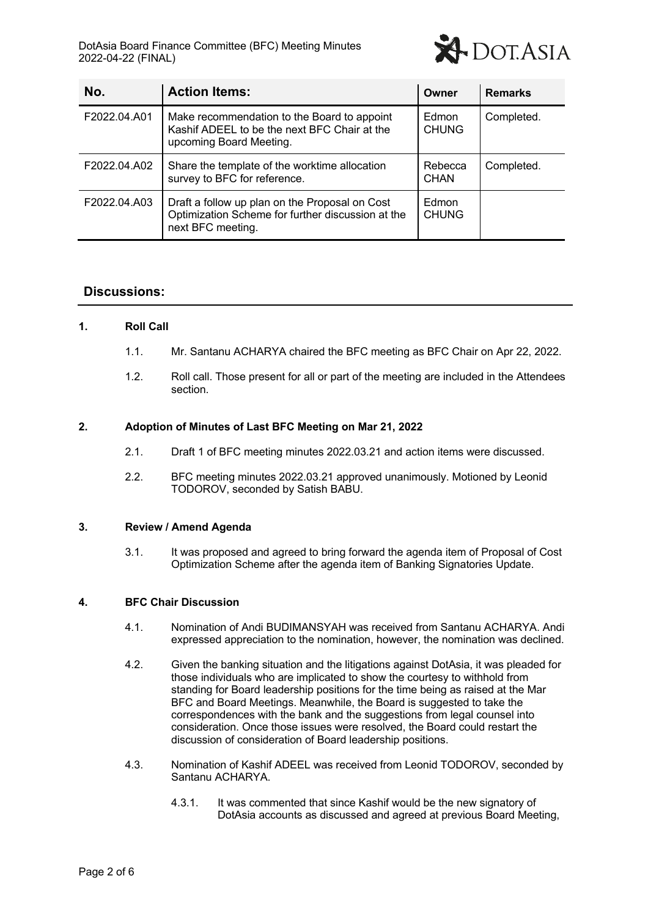| No. | Action Items: | Owner | Remarks |
|---|---|---|---|
| F2022.04.A01 | Make recommendation to the Board to appoint Kashif ADEEL to be the next BFC Chair at the upcoming Board Meeting. | Edmon CHUNG | Completed. |
| F2022.04.A02 | Share the template of the worktime allocation survey to BFC for reference. | Rebecca CHAN | Completed. |
| F2022.04.A03 | Draft a follow up plan on the Proposal on Cost Optimization Scheme for further discussion at the next BFC meeting. | Edmon CHUNG | |

## Discussions:

### 1. Roll Call

1.1. Mr. Santanu ACHARYA chaired the BFC meeting as BFC Chair on Apr 22, 2022.

1.2. Roll call. Those present for all or part of the meeting are included in the Attendees section.

### 2. Adoption of Minutes of Last BFC Meeting on Mar 21, 2022

2.1. Draft 1 of BFC meeting minutes 2022.03.21 and action items were discussed.

2.2. BFC meeting minutes 2022.03.21 approved unanimously. Motioned by Leonid TODOROV, seconded by Satish BABU.

### 3. Review / Amend Agenda

3.1. It was proposed and agreed to bring forward the agenda item of Proposal of Cost Optimization Scheme after the agenda item of Banking Signatories Update.

### 4. BFC Chair Discussion

4.1. Nomination of Andi BUDIMANSYAH was received from Santanu ACHARYA. Andi expressed appreciation to the nomination, however, the nomination was declined.

4.2. Given the banking situation and the litigations against DotAsia, it was pleaded for those individuals who are implicated to show the courtesy to withhold from standing for Board leadership positions for the time being as raised at the Mar BFC and Board Meetings. Meanwhile, the Board is suggested to take the correspondences with the bank and the suggestions from legal counsel into consideration. Once those issues were resolved, the Board could restart the discussion of consideration of Board leadership positions.

4.3. Nomination of Kashif ADEEL was received from Leonid TODOROV, seconded by Santanu ACHARYA.

4.3.1. It was commented that since Kashif would be the new signatory of DotAsia accounts as discussed and agreed at previous Board Meeting,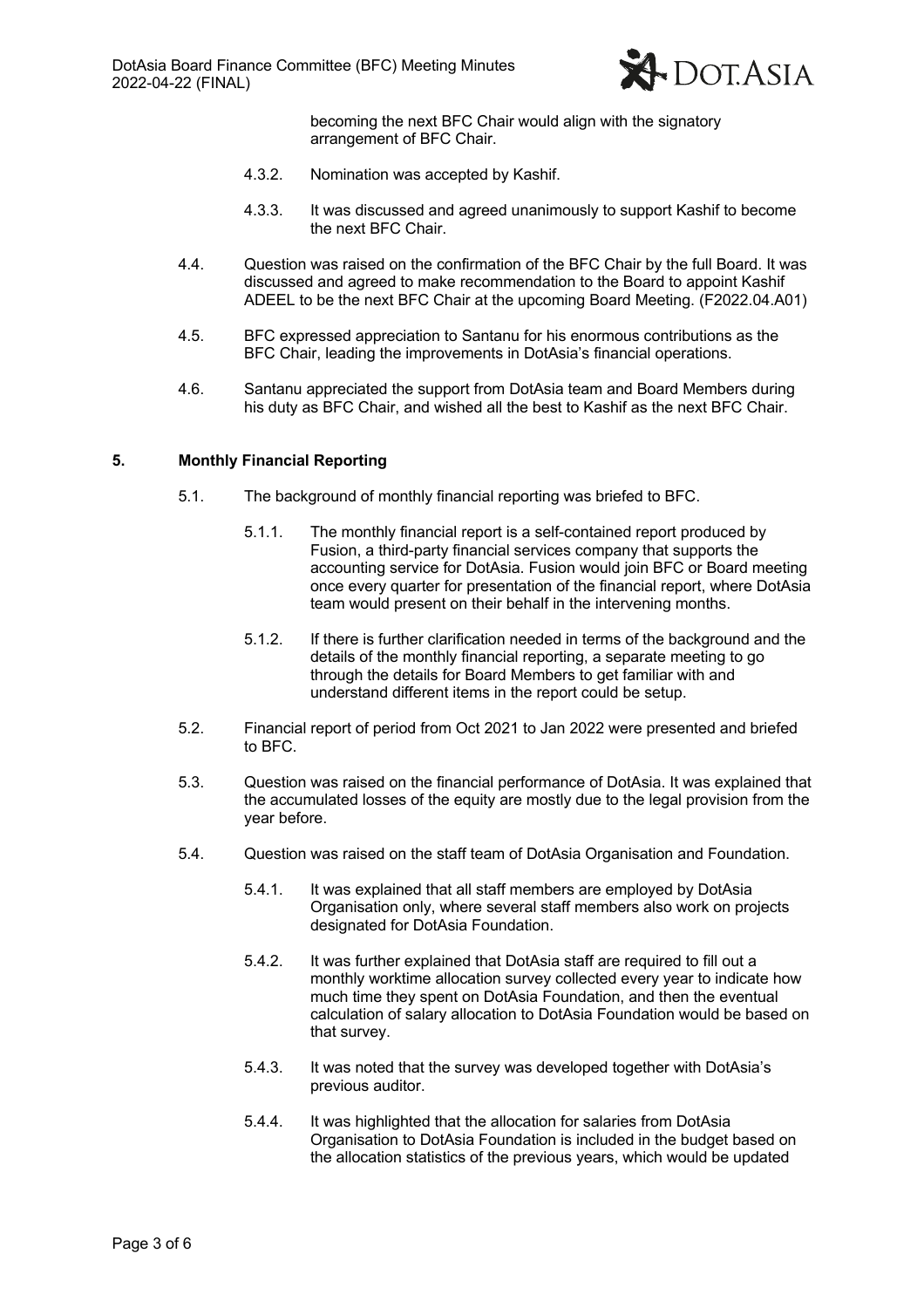becoming the next BFC Chair would align with the signatory arrangement of BFC Chair.

4.3.2. Nomination was accepted by Kashif.

4.3.3. It was discussed and agreed unanimously to support Kashif to become the next BFC Chair.

4.4. Question was raised on the confirmation of the BFC Chair by the full Board. It was discussed and agreed to make recommendation to the Board to appoint Kashif ADEEL to be the next BFC Chair at the upcoming Board Meeting. (F2022.04.A01)

4.5. BFC expressed appreciation to Santanu for his enormous contributions as the BFC Chair, leading the improvements in DotAsia's financial operations.

4.6. Santanu appreciated the support from DotAsia team and Board Members during his duty as BFC Chair, and wished all the best to Kashif as the next BFC Chair.

## 5. Monthly Financial Reporting

5.1. The background of monthly financial reporting was briefed to BFC.

5.1.1. The monthly financial report is a self-contained report produced by Fusion, a third-party financial services company that supports the accounting service for DotAsia. Fusion would join BFC or Board meeting once every quarter for presentation of the financial report, where DotAsia team would present on their behalf in the intervening months.

5.1.2. If there is further clarification needed in terms of the background and the details of the monthly financial reporting, a separate meeting to go through the details for Board Members to get familiar with and understand different items in the report could be setup.

5.2. Financial report of period from Oct 2021 to Jan 2022 were presented and briefed to BFC.

5.3. Question was raised on the financial performance of DotAsia. It was explained that the accumulated losses of the equity are mostly due to the legal provision from the year before.

5.4. Question was raised on the staff team of DotAsia Organisation and Foundation.

5.4.1. It was explained that all staff members are employed by DotAsia Organisation only, where several staff members also work on projects designated for DotAsia Foundation.

5.4.2. It was further explained that DotAsia staff are required to fill out a monthly worktime allocation survey collected every year to indicate how much time they spent on DotAsia Foundation, and then the eventual calculation of salary allocation to DotAsia Foundation would be based on that survey.

5.4.3. It was noted that the survey was developed together with DotAsia's previous auditor.

5.4.4. It was highlighted that the allocation for salaries from DotAsia Organisation to DotAsia Foundation is included in the budget based on the allocation statistics of the previous years, which would be updated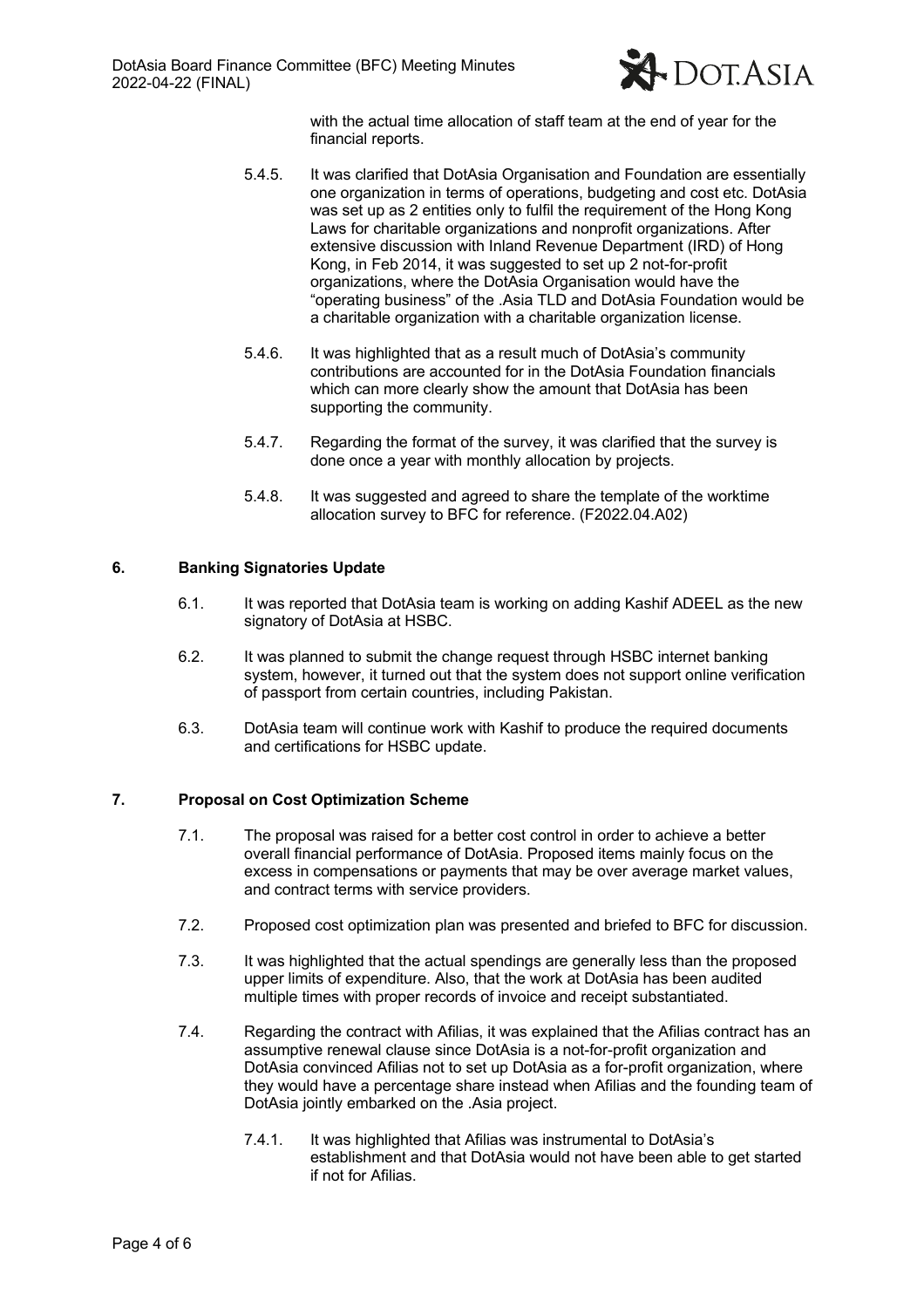with the actual time allocation of staff team at the end of year for the financial reports.

5.4.5. It was clarified that DotAsia Organisation and Foundation are essentially one organization in terms of operations, budgeting and cost etc. DotAsia was set up as 2 entities only to fulfil the requirement of the Hong Kong Laws for charitable organizations and nonprofit organizations. After extensive discussion with Inland Revenue Department (IRD) of Hong Kong, in Feb 2014, it was suggested to set up 2 not-for-profit organizations, where the DotAsia Organisation would have the "operating business" of the .Asia TLD and DotAsia Foundation would be a charitable organization with a charitable organization license.

5.4.6. It was highlighted that as a result much of DotAsia's community contributions are accounted for in the DotAsia Foundation financials which can more clearly show the amount that DotAsia has been supporting the community.

5.4.7. Regarding the format of the survey, it was clarified that the survey is done once a year with monthly allocation by projects.

5.4.8. It was suggested and agreed to share the template of the worktime allocation survey to BFC for reference. (F2022.04.A02)

## 6. Banking Signatories Update

6.1. It was reported that DotAsia team is working on adding Kashif ADEEL as the new signatory of DotAsia at HSBC.

6.2. It was planned to submit the change request through HSBC internet banking system, however, it turned out that the system does not support online verification of passport from certain countries, including Pakistan.

6.3. DotAsia team will continue work with Kashif to produce the required documents and certifications for HSBC update.

## 7. Proposal on Cost Optimization Scheme

7.1. The proposal was raised for a better cost control in order to achieve a better overall financial performance of DotAsia. Proposed items mainly focus on the excess in compensations or payments that may be over average market values, and contract terms with service providers.

7.2. Proposed cost optimization plan was presented and briefed to BFC for discussion.

7.3. It was highlighted that the actual spendings are generally less than the proposed upper limits of expenditure. Also, that the work at DotAsia has been audited multiple times with proper records of invoice and receipt substantiated.

7.4. Regarding the contract with Afilias, it was explained that the Afilias contract has an assumptive renewal clause since DotAsia is a not-for-profit organization and DotAsia convinced Afilias not to set up DotAsia as a for-profit organization, where they would have a percentage share instead when Afilias and the founding team of DotAsia jointly embarked on the .Asia project.

7.4.1. It was highlighted that Afilias was instrumental to DotAsia's establishment and that DotAsia would not have been able to get started if not for Afilias.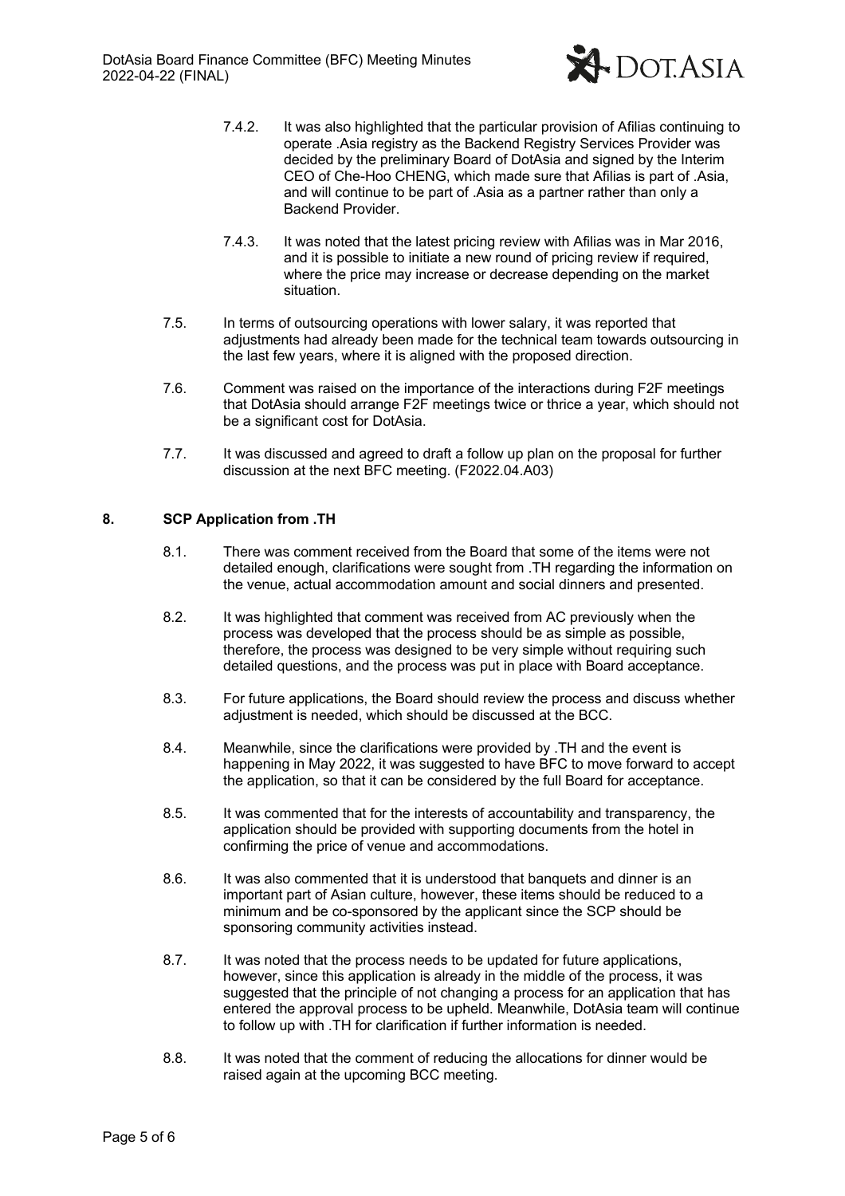7.4.2. It was also highlighted that the particular provision of Afilias continuing to operate .Asia registry as the Backend Registry Services Provider was decided by the preliminary Board of DotAsia and signed by the Interim CEO of Che-Hoo CHENG, which made sure that Afilias is part of .Asia, and will continue to be part of .Asia as a partner rather than only a Backend Provider.

7.4.3. It was noted that the latest pricing review with Afilias was in Mar 2016, and it is possible to initiate a new round of pricing review if required, where the price may increase or decrease depending on the market situation.

7.5. In terms of outsourcing operations with lower salary, it was reported that adjustments had already been made for the technical team towards outsourcing in the last few years, where it is aligned with the proposed direction.

7.6. Comment was raised on the importance of the interactions during F2F meetings that DotAsia should arrange F2F meetings twice or thrice a year, which should not be a significant cost for DotAsia.

7.7. It was discussed and agreed to draft a follow up plan on the proposal for further discussion at the next BFC meeting. (F2022.04.A03)

## 8. SCP Application from .TH

8.1. There was comment received from the Board that some of the items were not detailed enough, clarifications were sought from .TH regarding the information on the venue, actual accommodation amount and social dinners and presented.

8.2. It was highlighted that comment was received from AC previously when the process was developed that the process should be as simple as possible, therefore, the process was designed to be very simple without requiring such detailed questions, and the process was put in place with Board acceptance.

8.3. For future applications, the Board should review the process and discuss whether adjustment is needed, which should be discussed at the BCC.

8.4. Meanwhile, since the clarifications were provided by .TH and the event is happening in May 2022, it was suggested to have BFC to move forward to accept the application, so that it can be considered by the full Board for acceptance.

8.5. It was commented that for the interests of accountability and transparency, the application should be provided with supporting documents from the hotel in confirming the price of venue and accommodations.

8.6. It was also commented that it is understood that banquets and dinner is an important part of Asian culture, however, these items should be reduced to a minimum and be co-sponsored by the applicant since the SCP should be sponsoring community activities instead.

8.7. It was noted that the process needs to be updated for future applications, however, since this application is already in the middle of the process, it was suggested that the principle of not changing a process for an application that has entered the approval process to be upheld. Meanwhile, DotAsia team will continue to follow up with .TH for clarification if further information is needed.

8.8. It was noted that the comment of reducing the allocations for dinner would be raised again at the upcoming BCC meeting.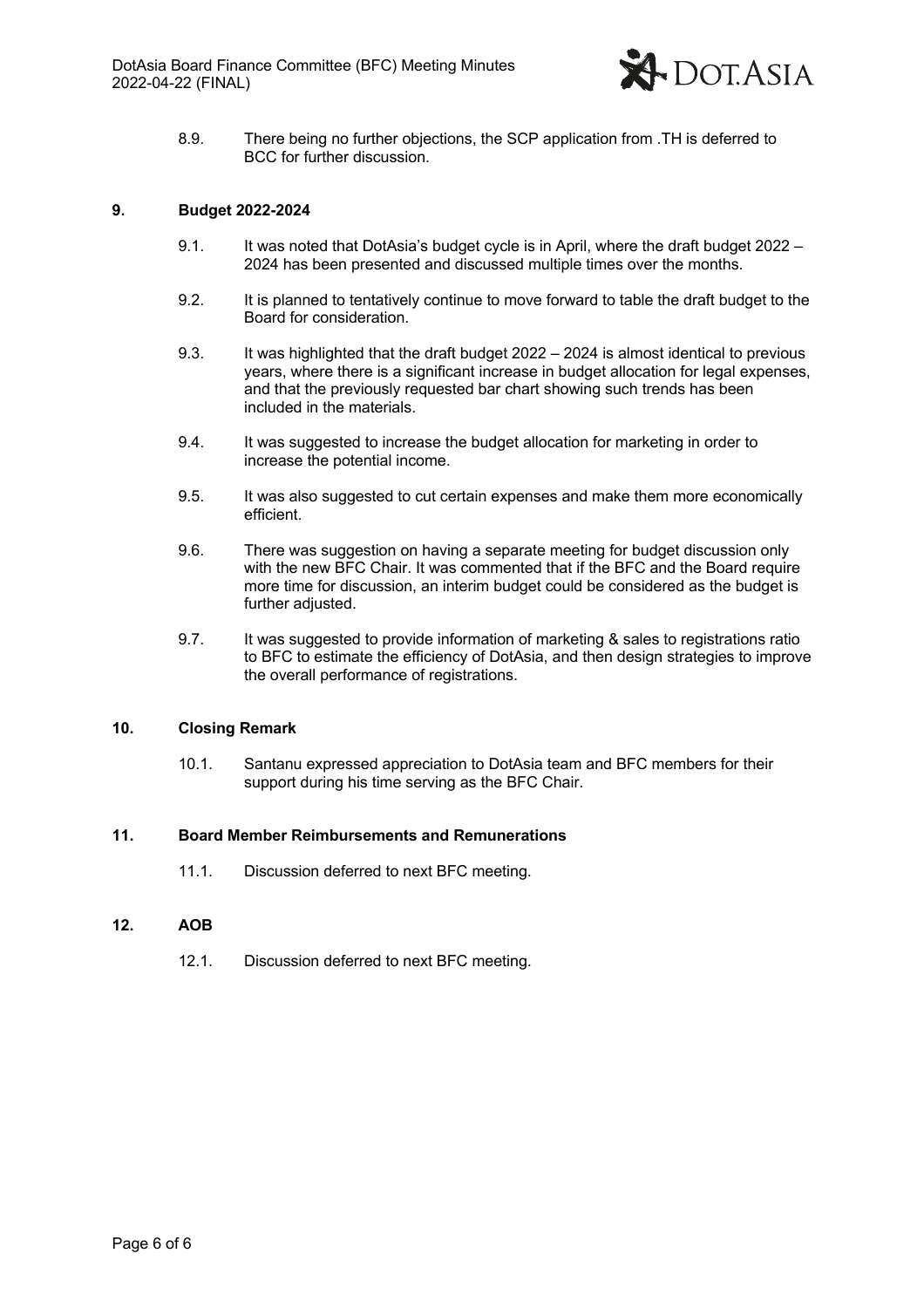8.9. There being no further objections, the SCP application from .TH is deferred to BCC for further discussion.

## 9. Budget 2022-2024

9.1. It was noted that DotAsia's budget cycle is in April, where the draft budget 2022 – 2024 has been presented and discussed multiple times over the months.

9.2. It is planned to tentatively continue to move forward to table the draft budget to the Board for consideration.

9.3. It was highlighted that the draft budget 2022 – 2024 is almost identical to previous years, where there is a significant increase in budget allocation for legal expenses, and that the previously requested bar chart showing such trends has been included in the materials.

9.4. It was suggested to increase the budget allocation for marketing in order to increase the potential income.

9.5. It was also suggested to cut certain expenses and make them more economically efficient.

9.6. There was suggestion on having a separate meeting for budget discussion only with the new BFC Chair. It was commented that if the BFC and the Board require more time for discussion, an interim budget could be considered as the budget is further adjusted.

9.7. It was suggested to provide information of marketing & sales to registrations ratio to BFC to estimate the efficiency of DotAsia, and then design strategies to improve the overall performance of registrations.

## 10. Closing Remark

10.1. Santanu expressed appreciation to DotAsia team and BFC members for their support during his time serving as the BFC Chair.

## 11. Board Member Reimbursements and Remunerations

11.1. Discussion deferred to next BFC meeting.

## 12. AOB

12.1. Discussion deferred to next BFC meeting.